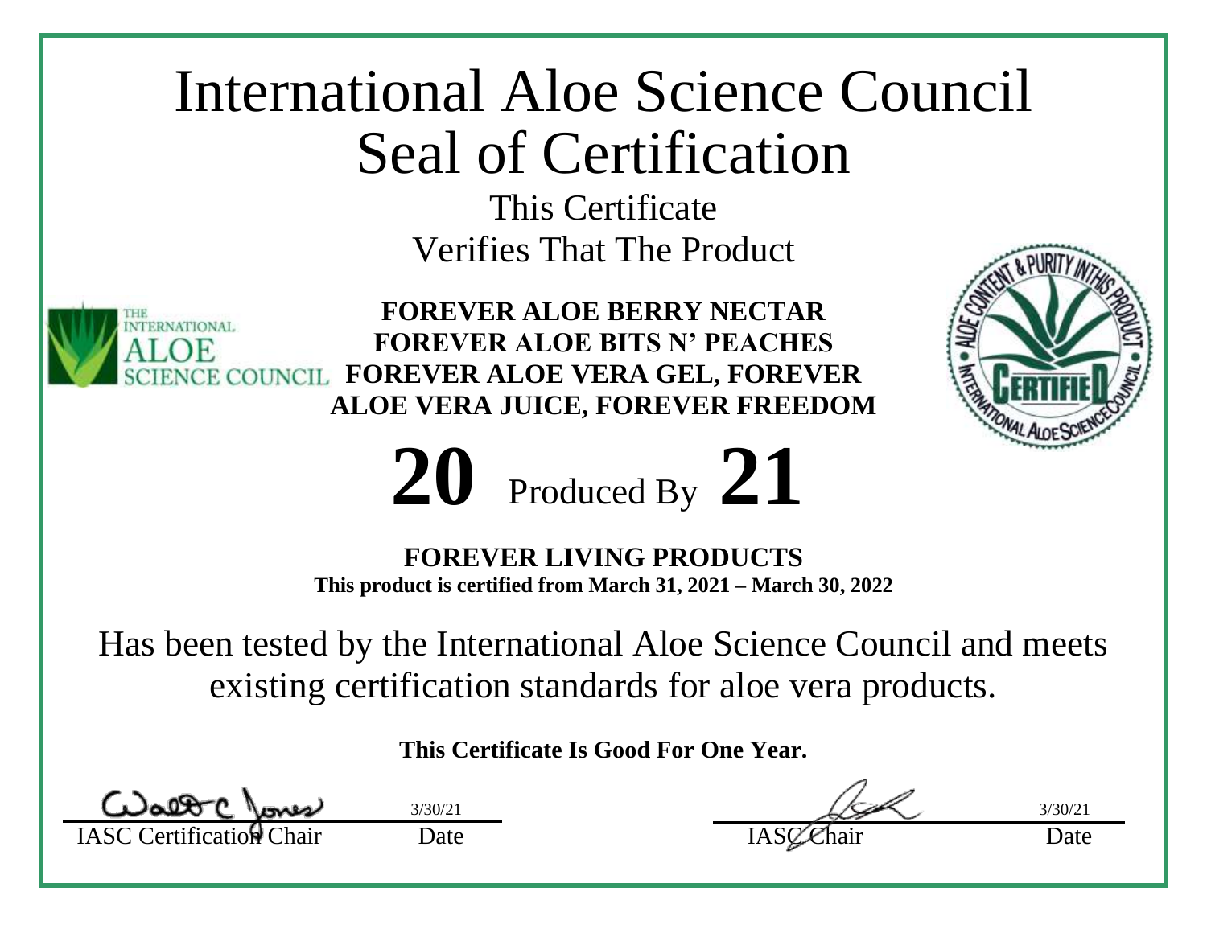# International Aloe Science Council Seal of Certification

This Certificate

Verifies That The Product

THE INTERNATIONAL ALOE SCIENCE COUNCIL

**FOREVER ALOE BERRY NECTAR**
**FOREVER ALOE BITS N' PEACHES**
**FOREVER ALOE VERA GEL, FOREVER ALOE VERA JUICE, FOREVER FREEDOM**

ALOE CONTENT & PURITY IN THIS PRODUCT · CERTIFIED · INTERNATIONAL ALOE SCIENCE COUNCIL

**20** Produced By **21**

**FOREVER LIVING PRODUCTS**

**This product is certified from March 31, 2021 – March 30, 2022**

Has been tested by the International Aloe Science Council and meets existing certification standards for aloe vera products.

**This Certificate Is Good For One Year.**

| IASC Certification Chair | Date | IASC Chair | Date |
|---|---|---|---|
| Walt C Jones | 3/30/21 | | 3/30/21 |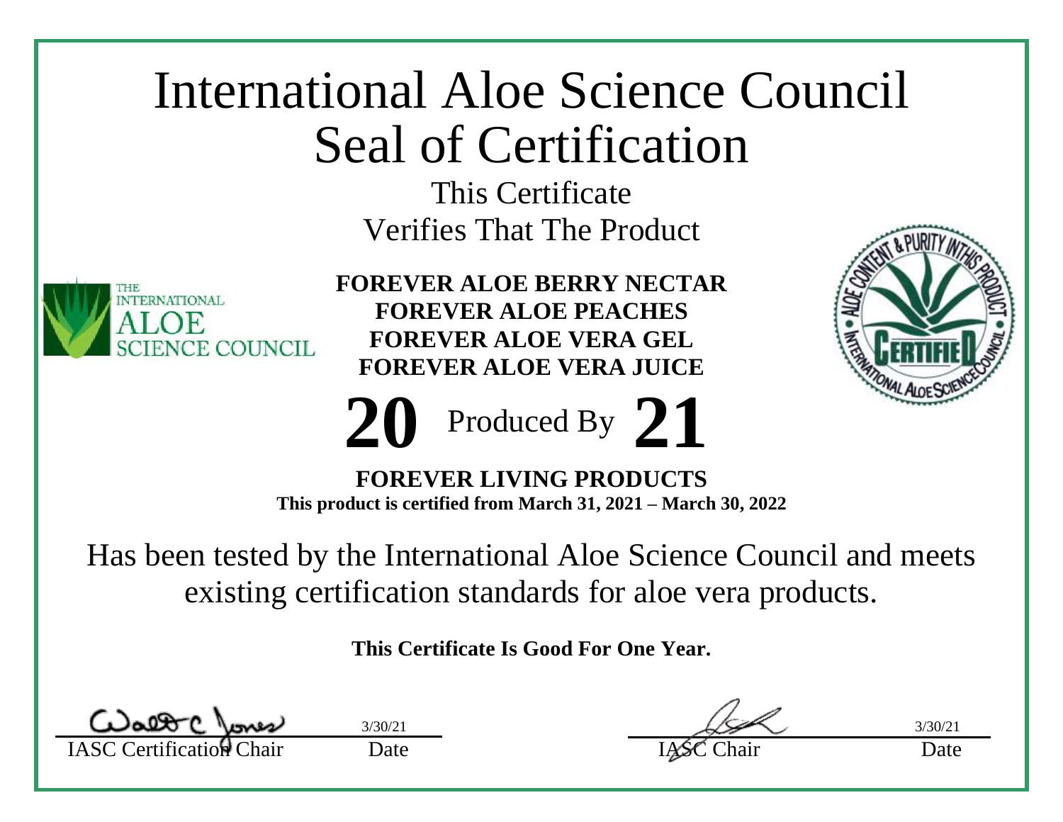# International Aloe Science Council
# Seal of Certification

This Certificate

Verifies That The Product

THE INTERNATIONAL ALOE SCIENCE COUNCIL

**FOREVER ALOE BERRY NECTAR**
**FOREVER ALOE PEACHES**
**FOREVER ALOE VERA GEL**
**FOREVER ALOE VERA JUICE**

ALOE CONTENT & PURITY IN THIS PRODUCT · CERTIFIED · INTERNATIONAL ALOE SCIENCE COUNCIL

**20** Produced By **21**

**FOREVER LIVING PRODUCTS**

**This product is certified from March 31, 2021 – March 30, 2022**

Has been tested by the International Aloe Science Council and meets existing certification standards for aloe vera products.

**This Certificate Is Good For One Year.**

| Walt C Jones | 3/30/21 | | 3/30/21 |
|---|---|---|---|
| IASC Certification Chair | Date | IASC Chair | Date |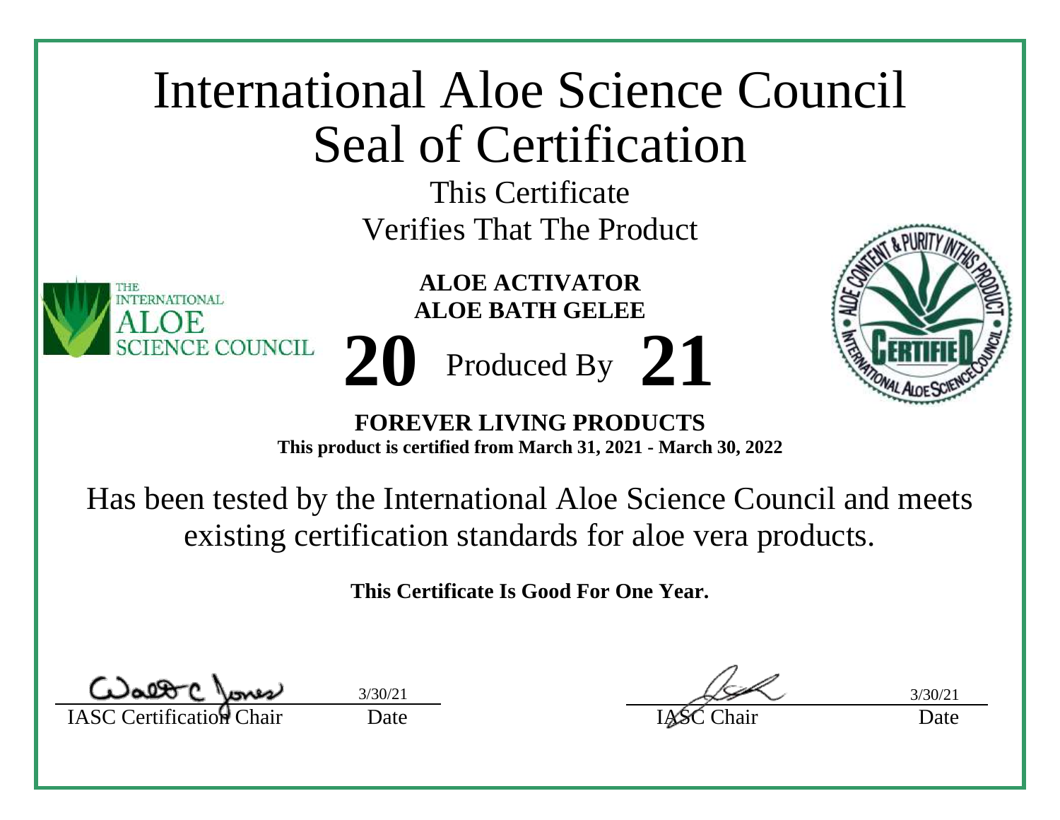# International Aloe Science Council Seal of Certification

This Certificate
Verifies That The Product

**ALOE ACTIVATOR**
**ALOE BATH GELEE**

**20** Produced By **21**

**FOREVER LIVING PRODUCTS**
**This product is certified from March 31, 2021 - March 30, 2022**

Has been tested by the International Aloe Science Council and meets existing certification standards for aloe vera products.

**This Certificate Is Good For One Year.**

| IASC Certification Chair | Date | IASC Chair | Date |
|---|---|---|---|
| | 3/30/21 | | 3/30/21 |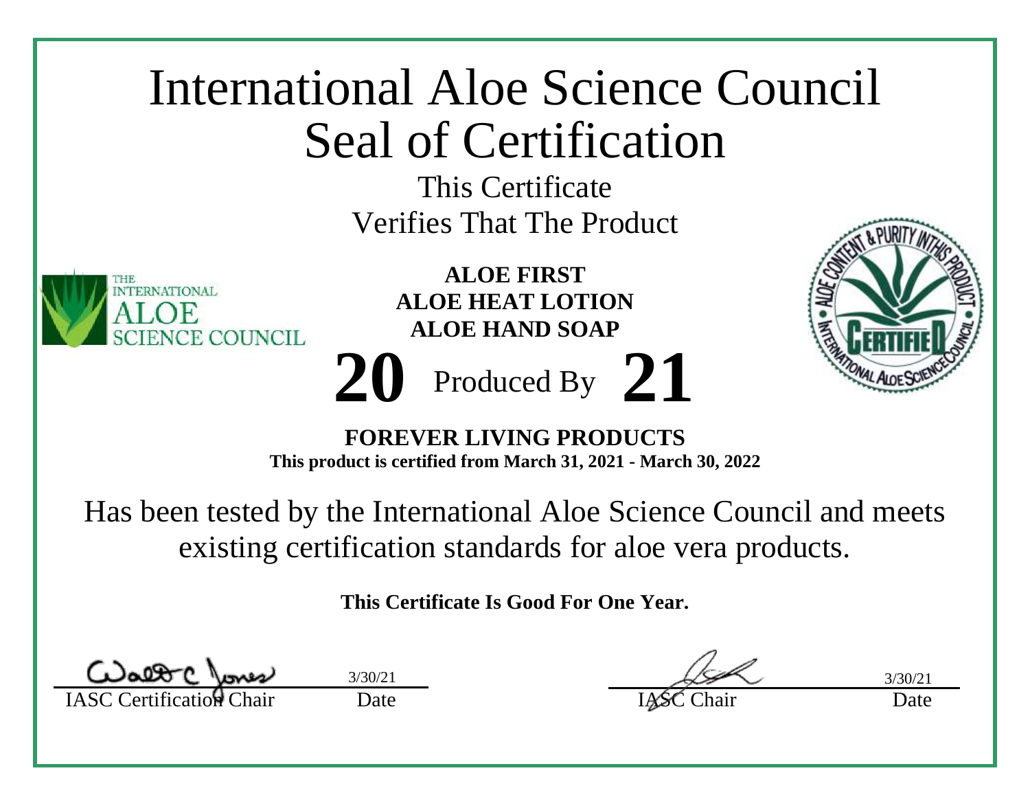# International Aloe Science Council Seal of Certification

This Certificate
Verifies That The Product

**ALOE FIRST**
**ALOE HEAT LOTION**
**ALOE HAND SOAP**

**20** Produced By **21**

**FOREVER LIVING PRODUCTS**
**This product is certified from March 31, 2021 - March 30, 2022**

Has been tested by the International Aloe Science Council and meets existing certification standards for aloe vera products.

**This Certificate Is Good For One Year.**

| IASC Certification Chair | Date: 3/30/21 | IASC Chair | Date: 3/30/21 |
| --- | --- | --- | --- |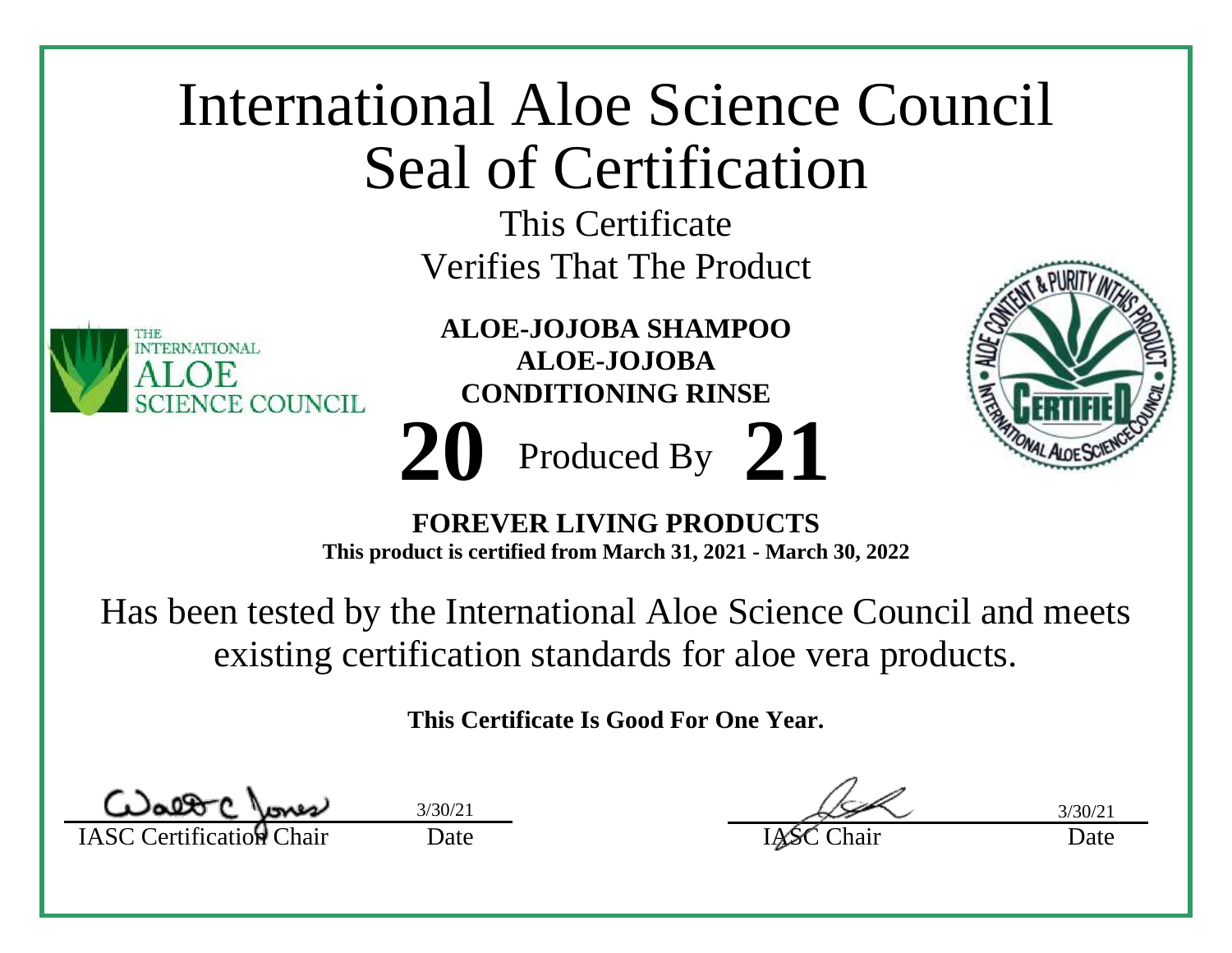# International Aloe Science Council Seal of Certification

This Certificate

Verifies That The Product

THE INTERNATIONAL ALOE SCIENCE COUNCIL

**ALOE-JOJOBA SHAMPOO**

**ALOE-JOJOBA CONDITIONING RINSE**

**20** Produced By **21**

ALOE CONTENT & PURITY IN THIS PRODUCT · CERTIFIED · INTERNATIONAL ALOE SCIENCE COUNCIL

**FOREVER LIVING PRODUCTS**

**This product is certified from March 31, 2021 - March 30, 2022**

Has been tested by the International Aloe Science Council and meets existing certification standards for aloe vera products.

**This Certificate Is Good For One Year.**

| | | | |
|---|---|---|---|
| IASC Certification Chair | Date: 3/30/21 | IASC Chair | Date: 3/30/21 |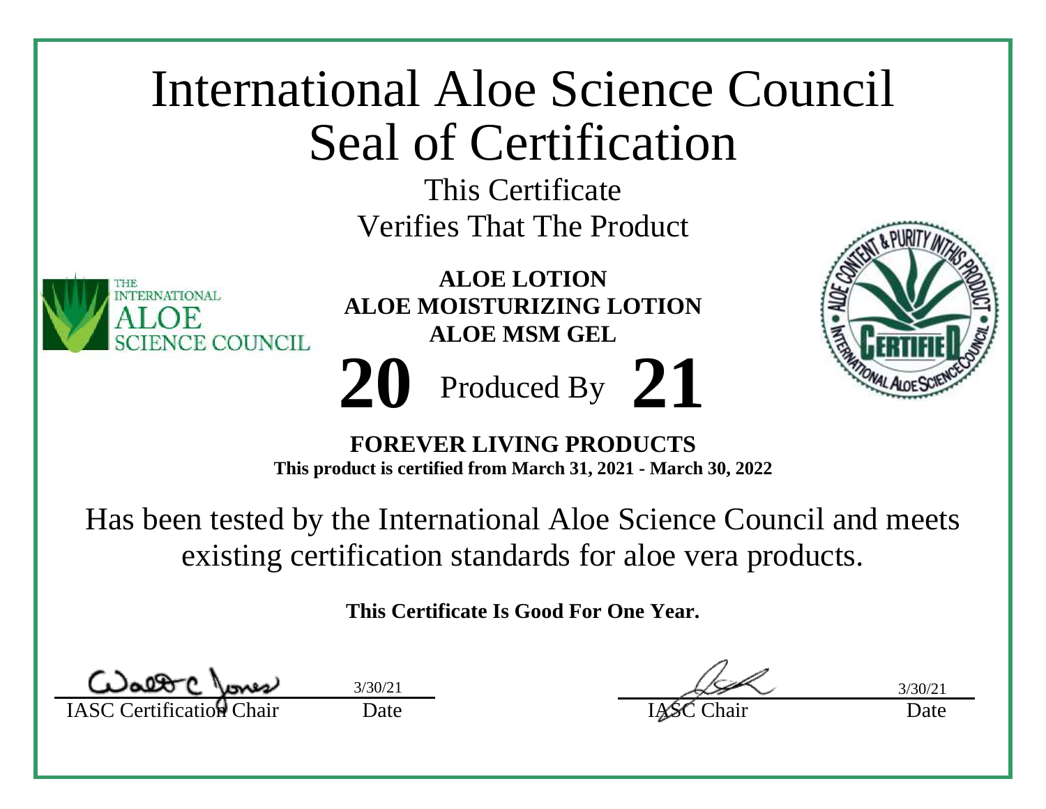# International Aloe Science Council
# Seal of Certification

This Certificate
Verifies That The Product

**ALOE LOTION**
**ALOE MOISTURIZING LOTION**
**ALOE MSM GEL**

**20** Produced By **21**

**FOREVER LIVING PRODUCTS**
**This product is certified from March 31, 2021 - March 30, 2022**

Has been tested by the International Aloe Science Council and meets existing certification standards for aloe vera products.

**This Certificate Is Good For One Year.**

| IASC Certification Chair | Date | IASC Chair | Date |
|---|---|---|---|
| | 3/30/21 | | 3/30/21 |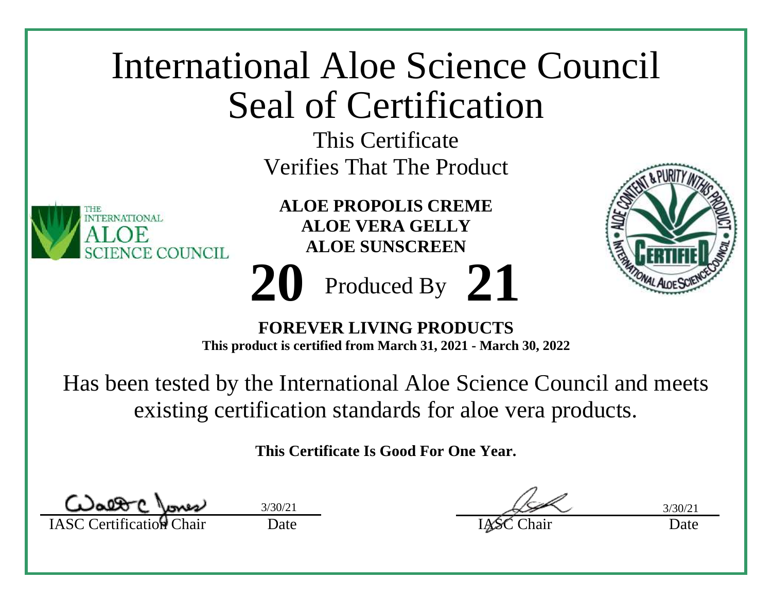# International Aloe Science Council Seal of Certification

This Certificate
Verifies That The Product

**ALOE PROPOLIS CREME**
**ALOE VERA GELLY**
**ALOE SUNSCREEN**

**20** Produced By **21**

**FOREVER LIVING PRODUCTS**
**This product is certified from March 31, 2021 - March 30, 2022**

Has been tested by the International Aloe Science Council and meets existing certification standards for aloe vera products.

**This Certificate Is Good For One Year.**

| IASC Certification Chair | Date | IASC Chair | Date |
|---|---|---|---|
| | 3/30/21 | | 3/30/21 |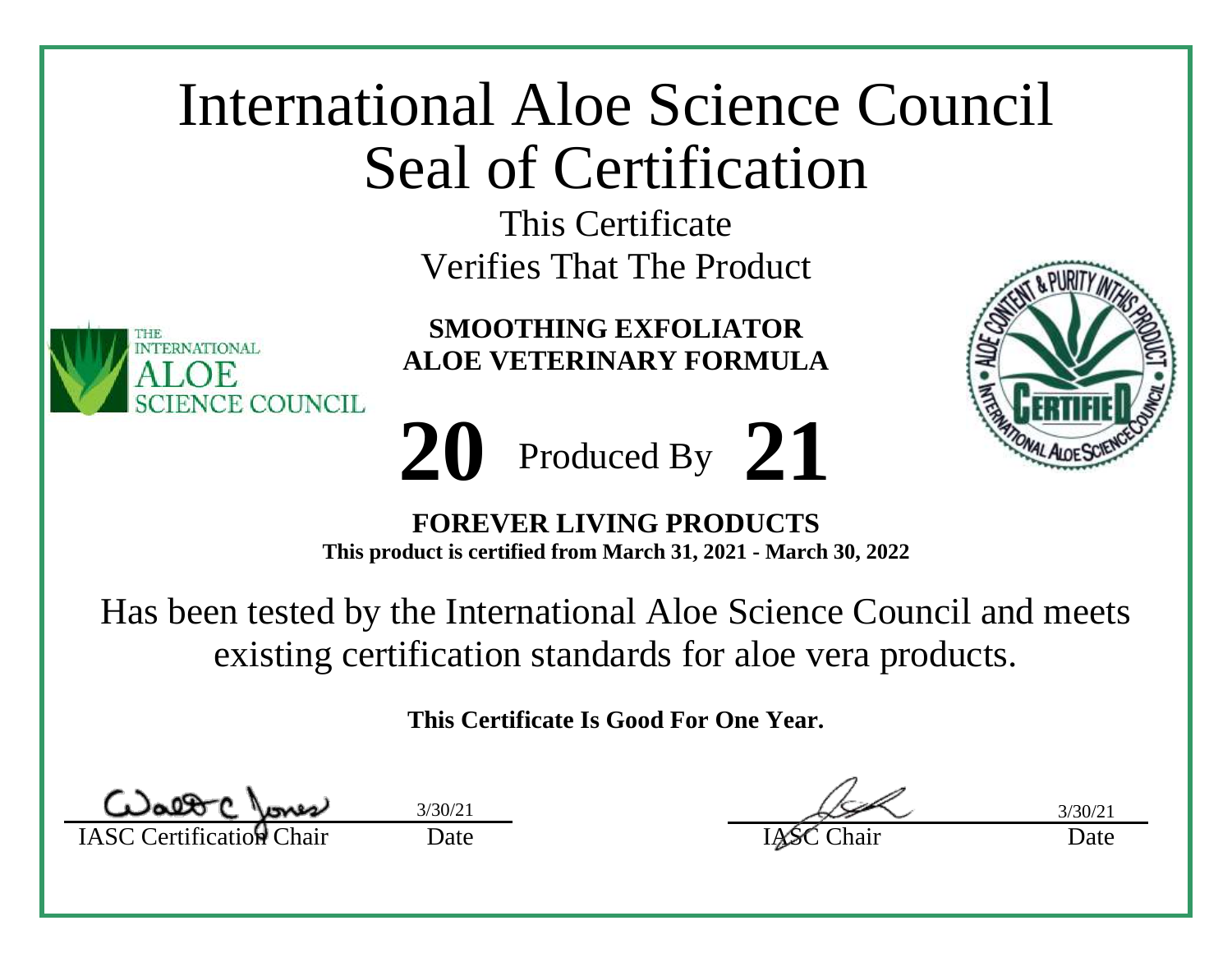# International Aloe Science Council Seal of Certification

This Certificate
Verifies That The Product

**SMOOTHING EXFOLIATOR**
**ALOE VETERINARY FORMULA**

**20** Produced By **21**

**FOREVER LIVING PRODUCTS**
**This product is certified from March 31, 2021 - March 30, 2022**

Has been tested by the International Aloe Science Council and meets existing certification standards for aloe vera products.

**This Certificate Is Good For One Year.**

| IASC Certification Chair | Date | IASC Chair | Date |
| --- | --- | --- | --- |
| | 3/30/21 | | 3/30/21 |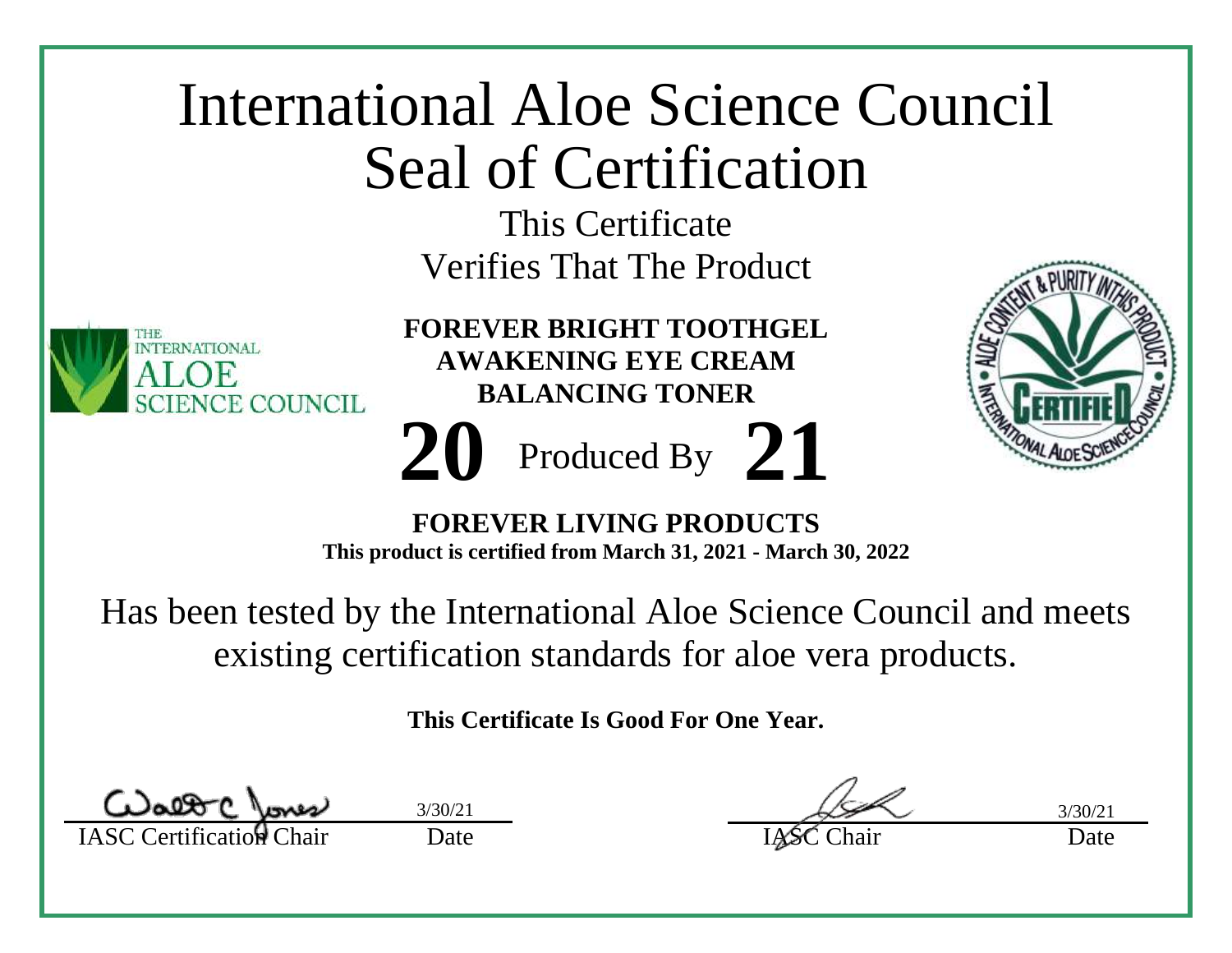# International Aloe Science Council Seal of Certification

This Certificate
Verifies That The Product

**FOREVER BRIGHT TOOTHGEL**
**AWAKENING EYE CREAM**
**BALANCING TONER**

**20** Produced By **21**

**FOREVER LIVING PRODUCTS**
**This product is certified from March 31, 2021 - March 30, 2022**

Has been tested by the International Aloe Science Council and meets existing certification standards for aloe vera products.

**This Certificate Is Good For One Year.**

| | | | |
|---|---|---|---|
| IASC Certification Chair | Date 3/30/21 | IASC Chair | Date 3/30/21 |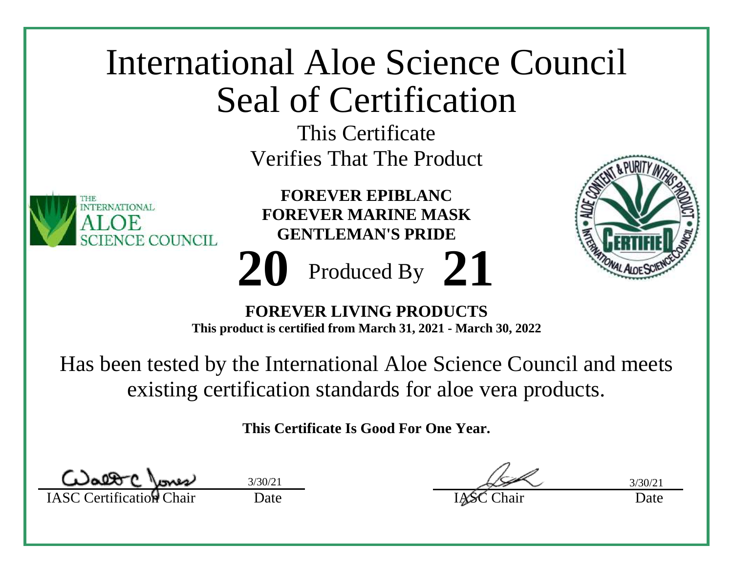# International Aloe Science Council Seal of Certification

This Certificate
Verifies That The Product

**FOREVER EPIBLANC**
**FOREVER MARINE MASK**
**GENTLEMAN'S PRIDE**

**20** Produced By **21**

**FOREVER LIVING PRODUCTS**
**This product is certified from March 31, 2021 - March 30, 2022**

Has been tested by the International Aloe Science Council and meets existing certification standards for aloe vera products.

**This Certificate Is Good For One Year.**

| IASC Certification Chair | Date | IASC Chair | Date |
|---|---|---|---|
| | 3/30/21 | | 3/30/21 |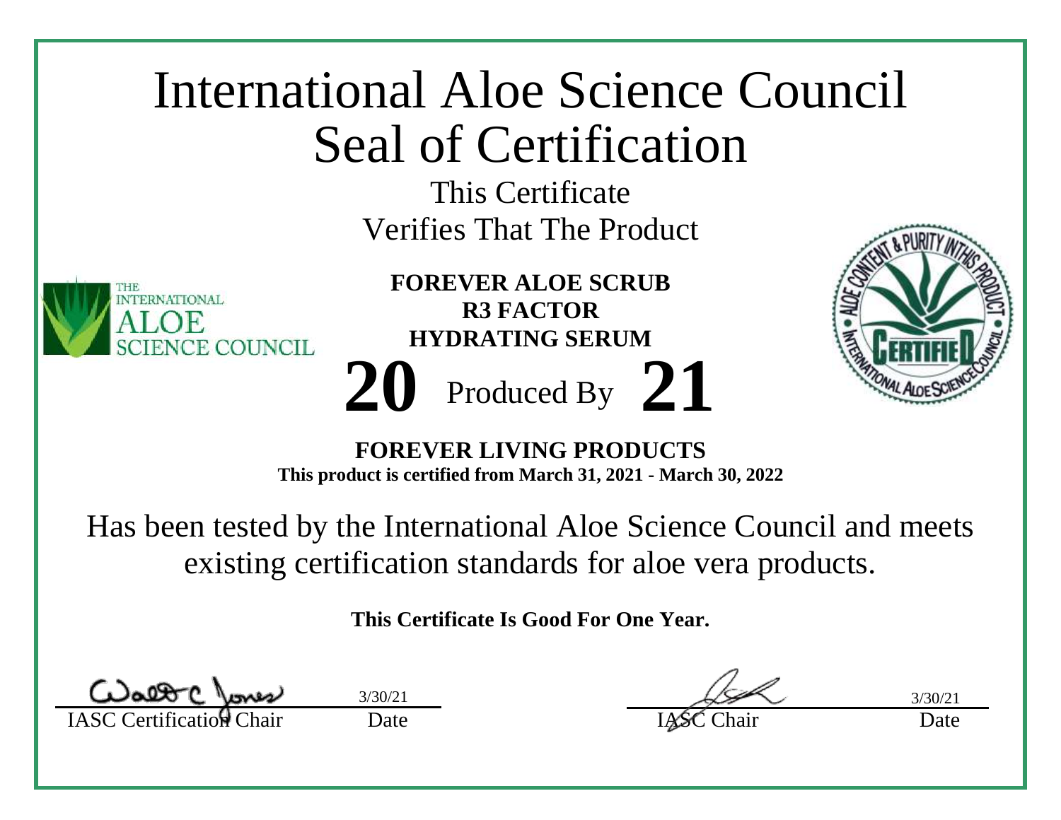# International Aloe Science Council Seal of Certification

This Certificate
Verifies That The Product

**FOREVER ALOE SCRUB**
**R3 FACTOR**
**HYDRATING SERUM**

**20** Produced By **21**

**FOREVER LIVING PRODUCTS**
**This product is certified from March 31, 2021 - March 30, 2022**

Has been tested by the International Aloe Science Council and meets existing certification standards for aloe vera products.

**This Certificate Is Good For One Year.**

| IASC Certification Chair | Date: 3/30/21 | IASC Chair | Date: 3/30/21 |
|---|---|---|---|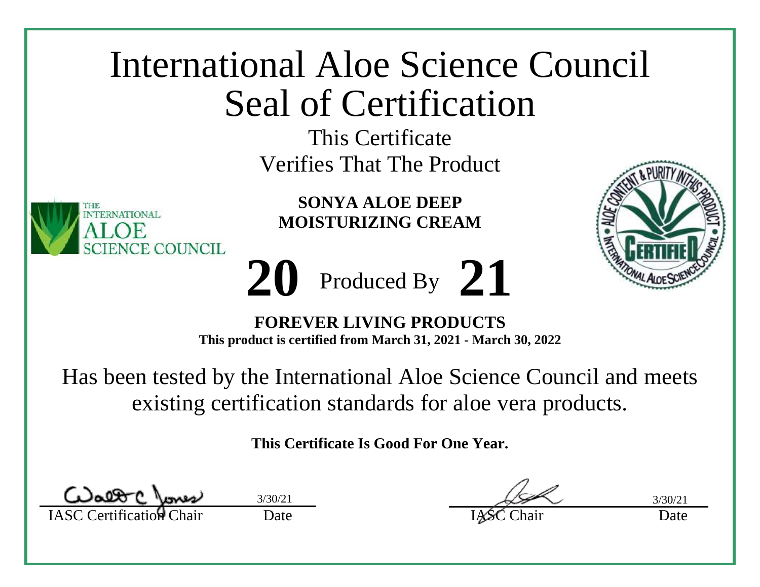# International Aloe Science Council
# Seal of Certification

This Certificate
Verifies That The Product

**SONYA ALOE DEEP MOISTURIZING CREAM**

**20** Produced By **21**

**FOREVER LIVING PRODUCTS**
**This product is certified from March 31, 2021 - March 30, 2022**

Has been tested by the International Aloe Science Council and meets existing certification standards for aloe vera products.

**This Certificate Is Good For One Year.**

| IASC Certification Chair | Date: 3/30/21 | IASC Chair | Date: 3/30/21 |
|---|---|---|---|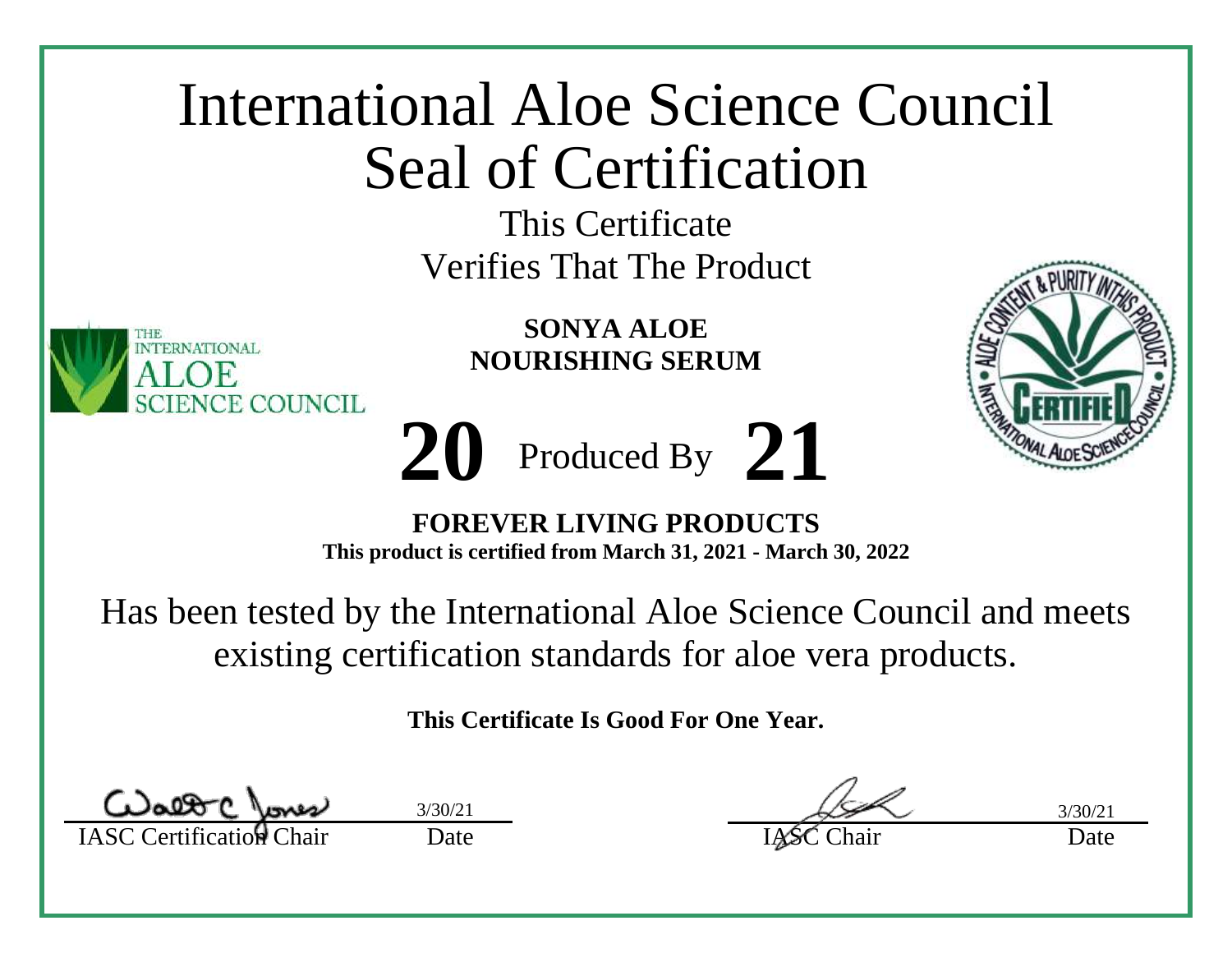# International Aloe Science Council Seal of Certification

This Certificate
Verifies That The Product

**SONYA ALOE**
**NOURISHING SERUM**

**20** Produced By **21**

**FOREVER LIVING PRODUCTS**
**This product is certified from March 31, 2021 - March 30, 2022**

Has been tested by the International Aloe Science Council and meets existing certification standards for aloe vera products.

**This Certificate Is Good For One Year.**

| IASC Certification Chair | Date: 3/30/21 | IASC Chair | Date: 3/30/21 |
|---|---|---|---|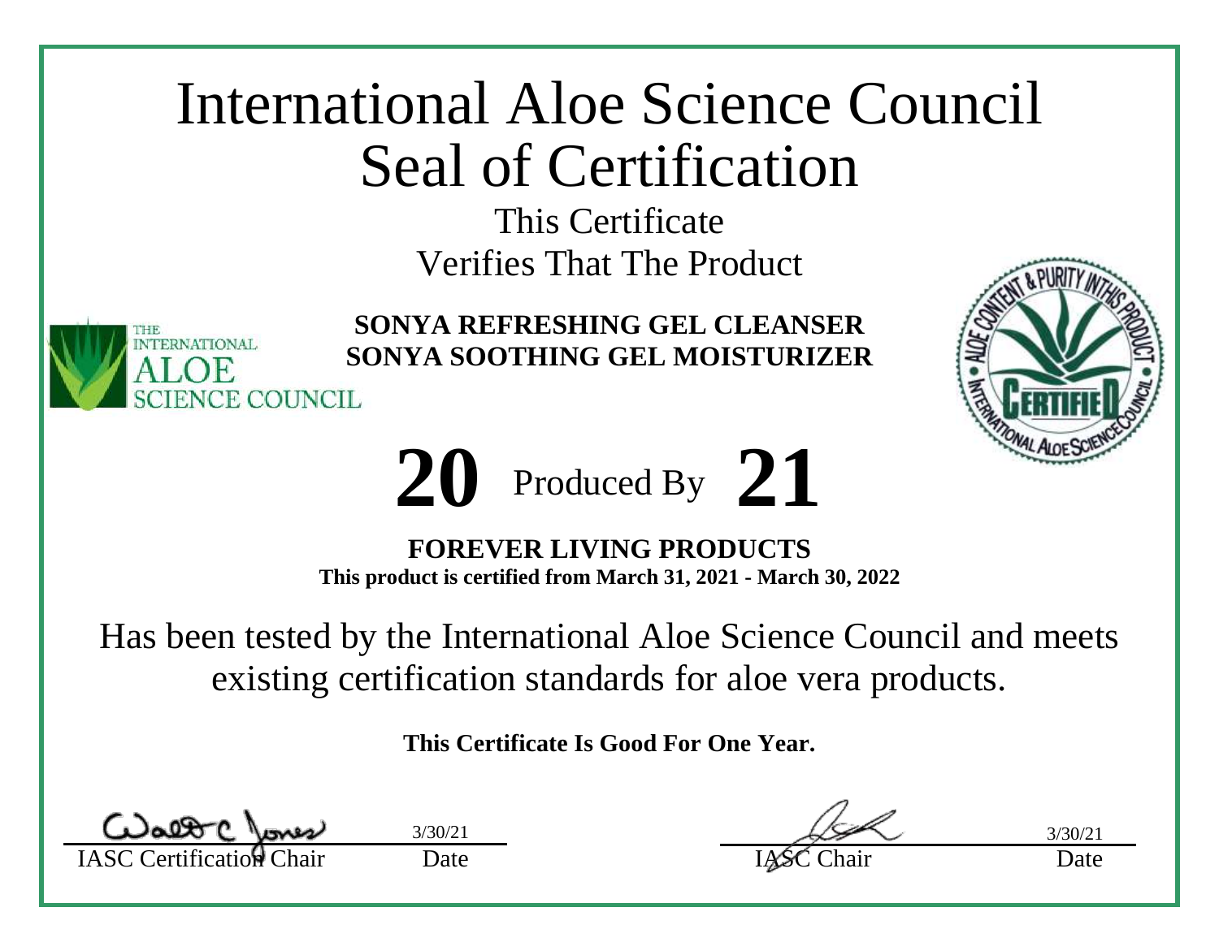# International Aloe Science Council Seal of Certification

This Certificate

Verifies That The Product

**SONYA REFRESHING GEL CLEANSER**
**SONYA SOOTHING GEL MOISTURIZER**

THE INTERNATIONAL ALOE SCIENCE COUNCIL

ALOE CONTENT & PURITY IN THIS PRODUCT CERTIFIED INTERNATIONAL ALOE SCIENCE COUNCIL

**20** Produced By **21**

**FOREVER LIVING PRODUCTS**

**This product is certified from March 31, 2021 - March 30, 2022**

Has been tested by the International Aloe Science Council and meets existing certification standards for aloe vera products.

**This Certificate Is Good For One Year.**

| IASC Certification Chair | Date: 3/30/21 | IASC Chair | Date: 3/30/21 |
|---|---|---|---|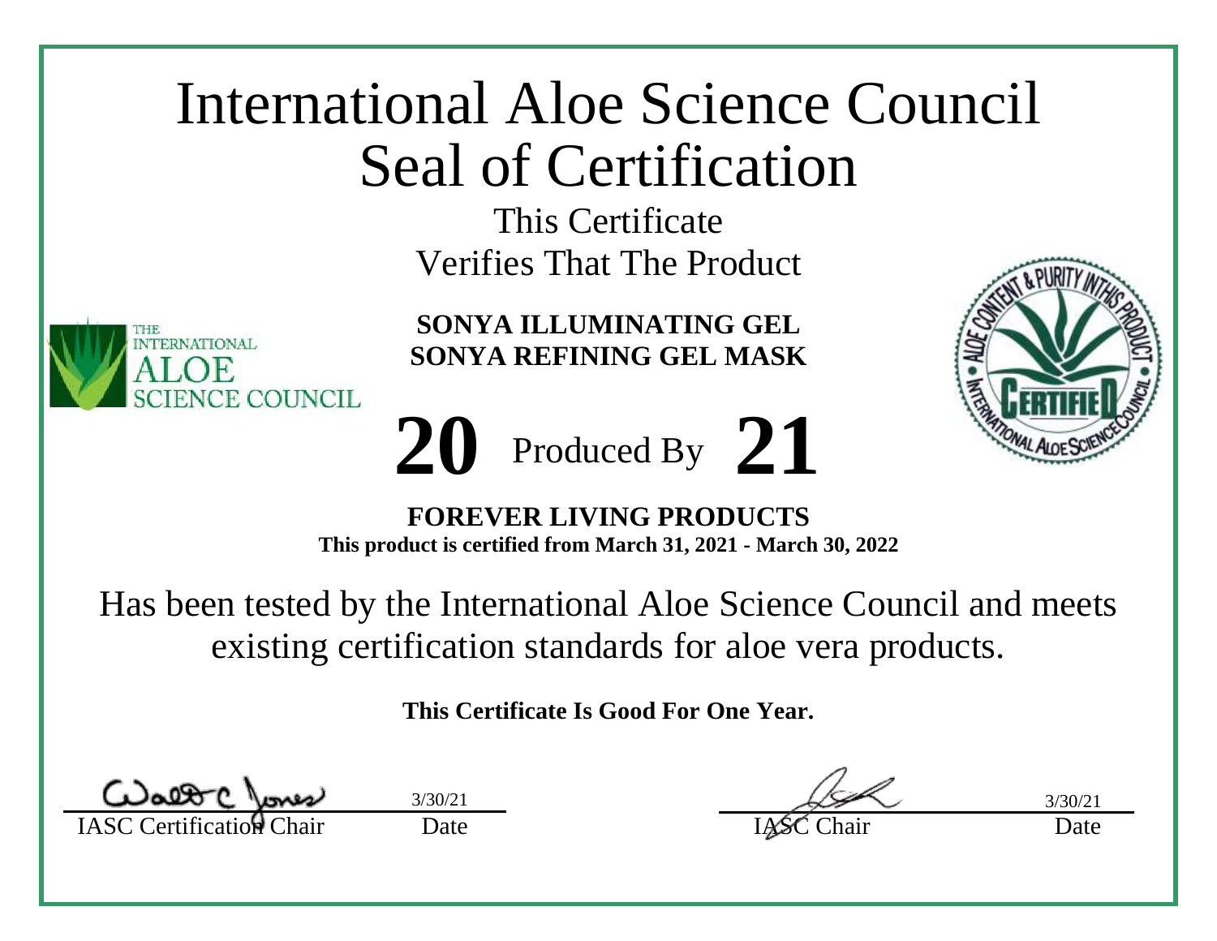# International Aloe Science Council
# Seal of Certification

This Certificate
Verifies That The Product

**SONYA ILLUMINATING GEL**
**SONYA REFINING GEL MASK**

**20** Produced By **21**

**FOREVER LIVING PRODUCTS**
**This product is certified from March 31, 2021 - March 30, 2022**

Has been tested by the International Aloe Science Council and meets existing certification standards for aloe vera products.

**This Certificate Is Good For One Year.**

| IASC Certification Chair | Date | IASC Chair | Date |
|---|---|---|---|
| | 3/30/21 | | 3/30/21 |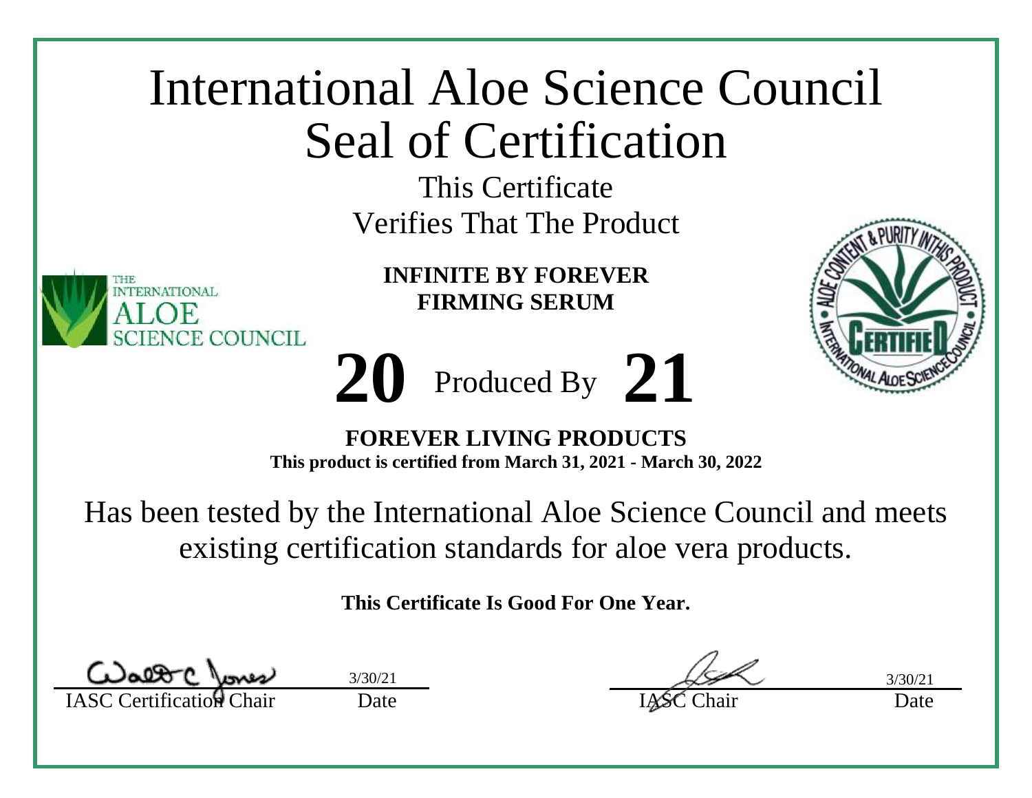# International Aloe Science Council Seal of Certification

This Certificate

Verifies That The Product

THE INTERNATIONAL ALOE SCIENCE COUNCIL

**INFINITE BY FOREVER**
**FIRMING SERUM**

**20** Produced By **21**

**FOREVER LIVING PRODUCTS**

**This product is certified from March 31, 2021 - March 30, 2022**

ALOE CONTENT & PURITY IN THIS PRODUCT CERTIFIED INTERNATIONAL ALOE SCIENCE COUNCIL

Has been tested by the International Aloe Science Council and meets existing certification standards for aloe vera products.

**This Certificate Is Good For One Year.**

| IASC Certification Chair | Date | IASC Chair | Date |
| --- | --- | --- | --- |
| Walter C Jones | 3/30/21 | | 3/30/21 |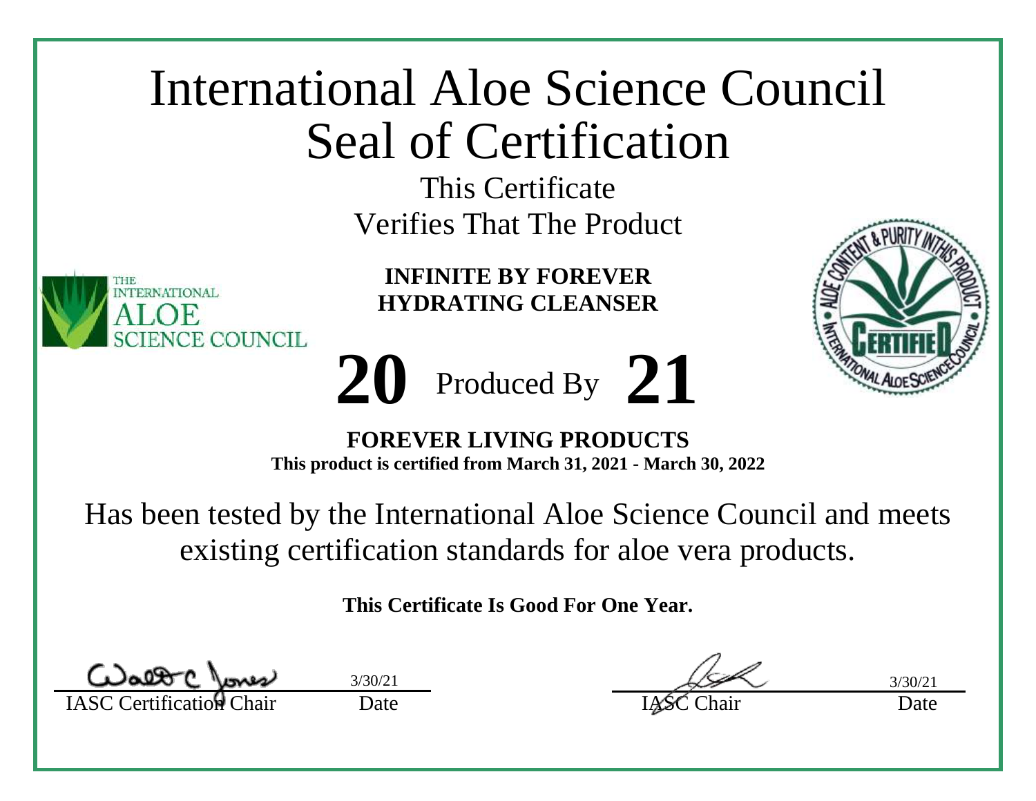# International Aloe Science Council Seal of Certification

This Certificate
Verifies That The Product

**INFINITE BY FOREVER**
**HYDRATING CLEANSER**

**20** Produced By **21**

**FOREVER LIVING PRODUCTS**
**This product is certified from March 31, 2021 - March 30, 2022**

Has been tested by the International Aloe Science Council and meets existing certification standards for aloe vera products.

**This Certificate Is Good For One Year.**

| IASC Certification Chair | Date | IASC Chair | Date |
| --- | --- | --- | --- |
| Walt C Jones | 3/30/21 | | 3/30/21 |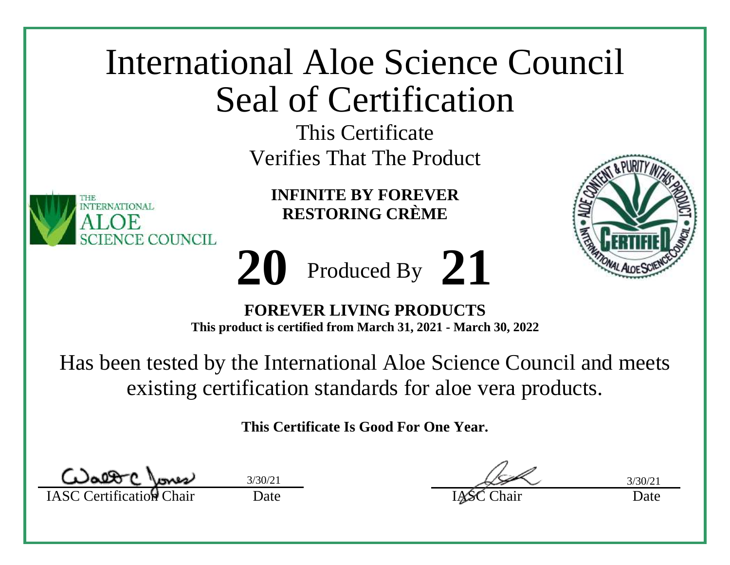# International Aloe Science Council Seal of Certification

This Certificate
Verifies That The Product

**INFINITE BY FOREVER**
**RESTORING CRÈME**

**20** Produced By **21**

**FOREVER LIVING PRODUCTS**
**This product is certified from March 31, 2021 - March 30, 2022**

Has been tested by the International Aloe Science Council and meets existing certification standards for aloe vera products.

**This Certificate Is Good For One Year.**

| | | | |
|---|---|---|---|
| IASC Certification Chair | 3/30/21 Date | IASC Chair | 3/30/21 Date |